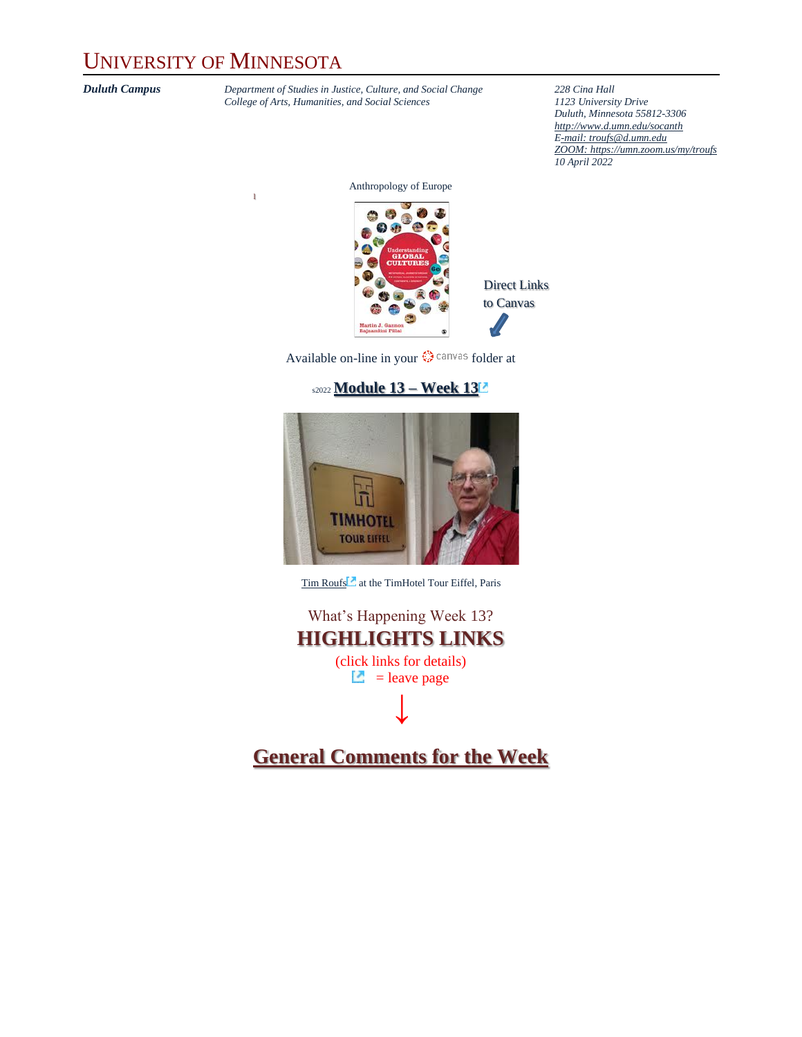# UNIVERSITY OF MINNESOTA

***Duluth Campus***

*Department of Studies in Justice, Culture, and Social Change*
*College of Arts, Humanities, and Social Sciences*

*228 Cina Hall*
*1123 University Drive*
*Duluth, Minnesota 55812-3306*
*http://www.d.umn.edu/socanth*
*E-mail: troufs@d.umn.edu*
*ZOOM: https://umn.zoom.us/my/troufs*
*10 April 2022*

Anthropology of Europe

Direct Links to Canvas

Available on-line in your canvas folder at

s2022 **Module 13 – Week 13**

Tim Roufs at the TimHotel Tour Eiffel, Paris

What's Happening Week 13?

## HIGHLIGHTS LINKS

(click links for details)

= leave page

↓

## General Comments for the Week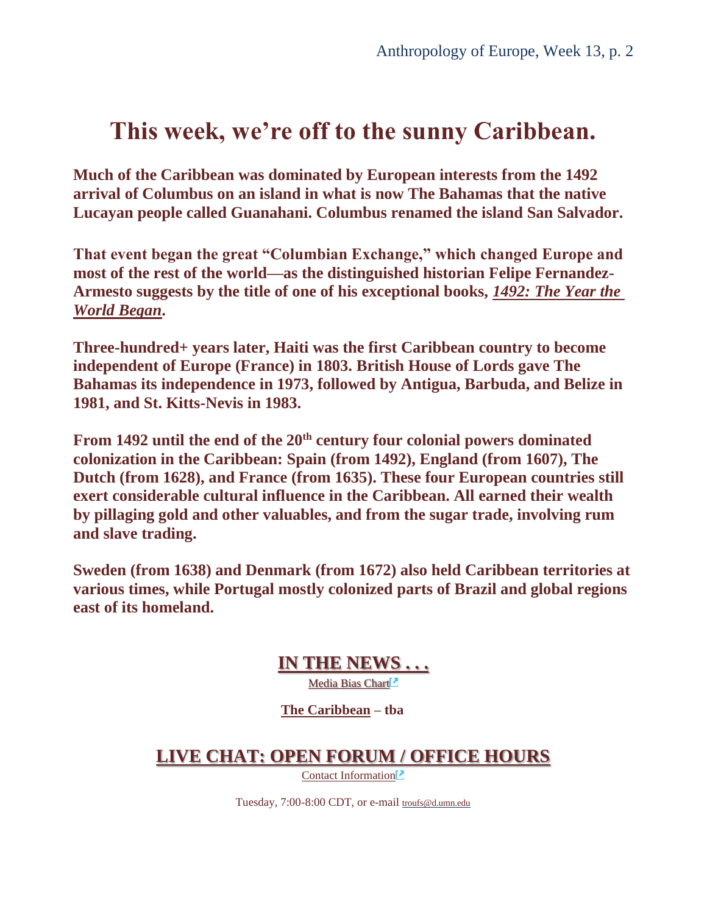# This week, we're off to the sunny Caribbean.

**Much of the Caribbean was dominated by European interests from the 1492 arrival of Columbus on an island in what is now The Bahamas that the native Lucayan people called Guanahani. Columbus renamed the island San Salvador.**

**That event began the great "Columbian Exchange," which changed Europe and most of the rest of the world—as the distinguished historian Felipe Fernandez-Armesto suggests by the title of one of his exceptional books, *1492: The Year the World Began*.**

**Three-hundred+ years later, Haiti was the first Caribbean country to become independent of Europe (France) in 1803. British House of Lords gave The Bahamas its independence in 1973, followed by Antigua, Barbuda, and Belize in 1981, and St. Kitts-Nevis in 1983.**

**From 1492 until the end of the 20th century four colonial powers dominated colonization in the Caribbean: Spain (from 1492), England (from 1607), The Dutch (from 1628), and France (from 1635). These four European countries still exert considerable cultural influence in the Caribbean. All earned their wealth by pillaging gold and other valuables, and from the sugar trade, involving rum and slave trading.**

**Sweden (from 1638) and Denmark (from 1672) also held Caribbean territories at various times, while Portugal mostly colonized parts of Brazil and global regions east of its homeland.**

## IN THE NEWS . . .

Media Bias Chart

**The Caribbean – tba**

## LIVE CHAT: OPEN FORUM / OFFICE HOURS

Contact Information

Tuesday, 7:00-8:00 CDT, or e-mail troufs@d.umn.edu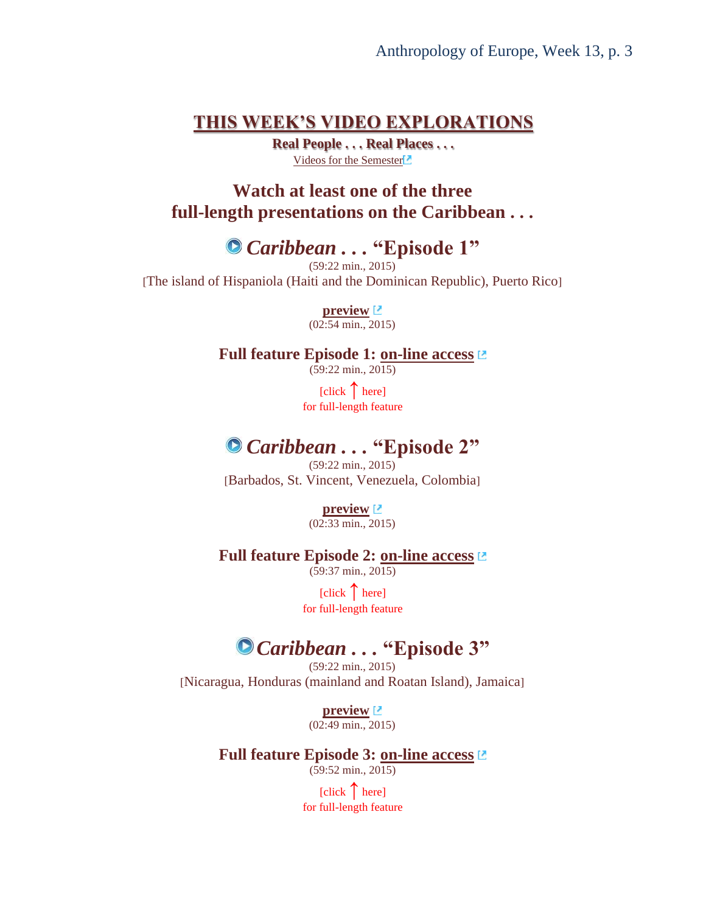# THIS WEEK'S VIDEO EXPLORATIONS

**Real People . . . Real Places . . .**

Videos for the Semester

## Watch at least one of the three full-length presentations on the Caribbean . . .

## *Caribbean* . . . "Episode 1"

(59:22 min., 2015)

[The island of Hispaniola (Haiti and the Dominican Republic), Puerto Rico]

**preview**

(02:54 min., 2015)

**Full feature Episode 1: on-line access**

(59:22 min., 2015)

[click ↑ here]
for full-length feature

## *Caribbean* . . . "Episode 2"

(59:22 min., 2015)

[Barbados, St. Vincent, Venezuela, Colombia]

**preview**

(02:33 min., 2015)

**Full feature Episode 2: on-line access**

(59:37 min., 2015)

[click ↑ here]
for full-length feature

## *Caribbean* . . . "Episode 3"

(59:22 min., 2015)

[Nicaragua, Honduras (mainland and Roatan Island), Jamaica]

**preview**

(02:49 min., 2015)

**Full feature Episode 3: on-line access**

(59:52 min., 2015)

[click ↑ here]
for full-length feature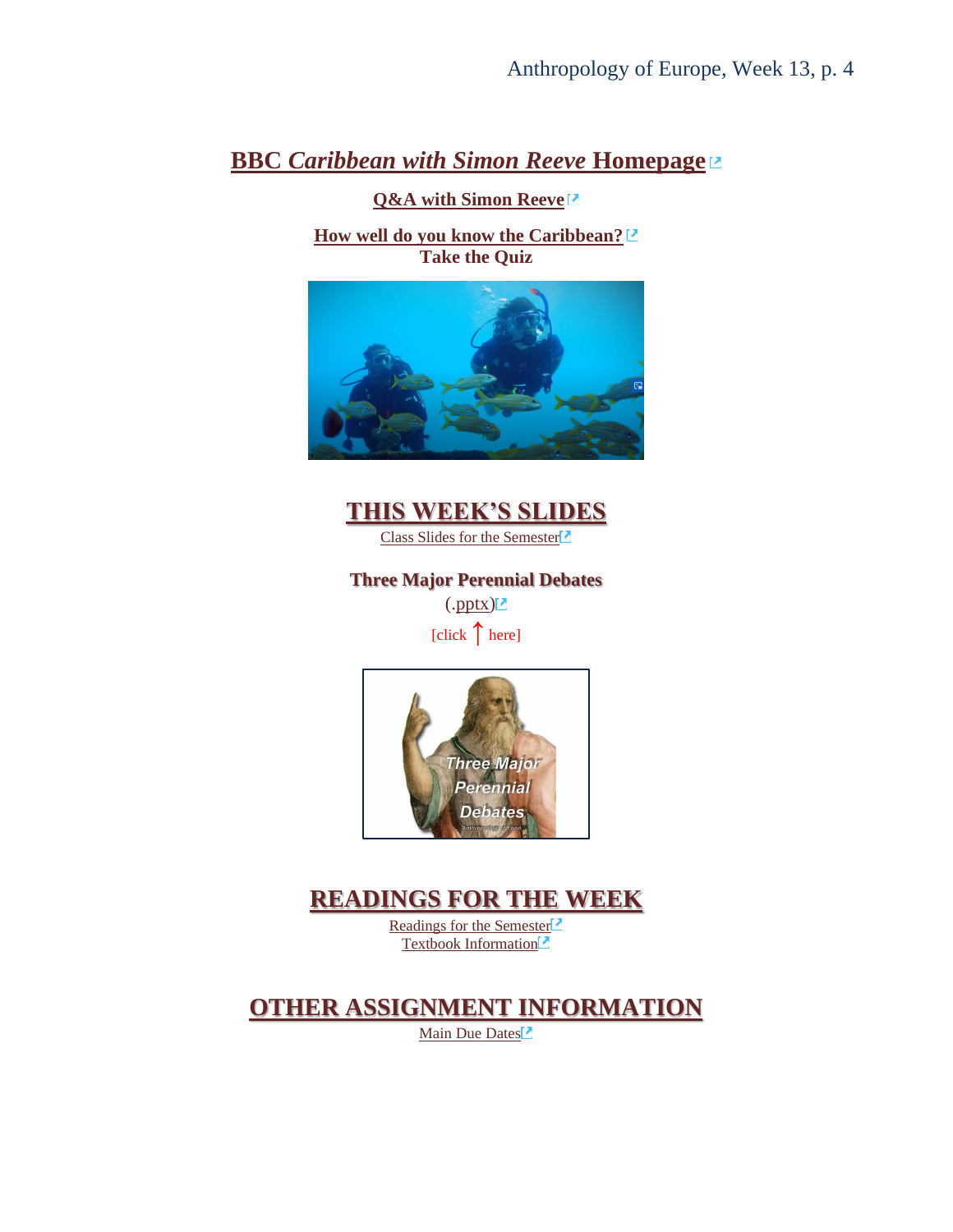## BBC *Caribbean with Simon Reeve* Homepage

**Q&A with Simon Reeve**

**How well do you know the Caribbean?**
**Take the Quiz**

## THIS WEEK'S SLIDES

Class Slides for the Semester

**Three Major Perennial Debates**

(.pptx)

[click ↑ here]

## READINGS FOR THE WEEK

Readings for the Semester
Textbook Information

## OTHER ASSIGNMENT INFORMATION

Main Due Dates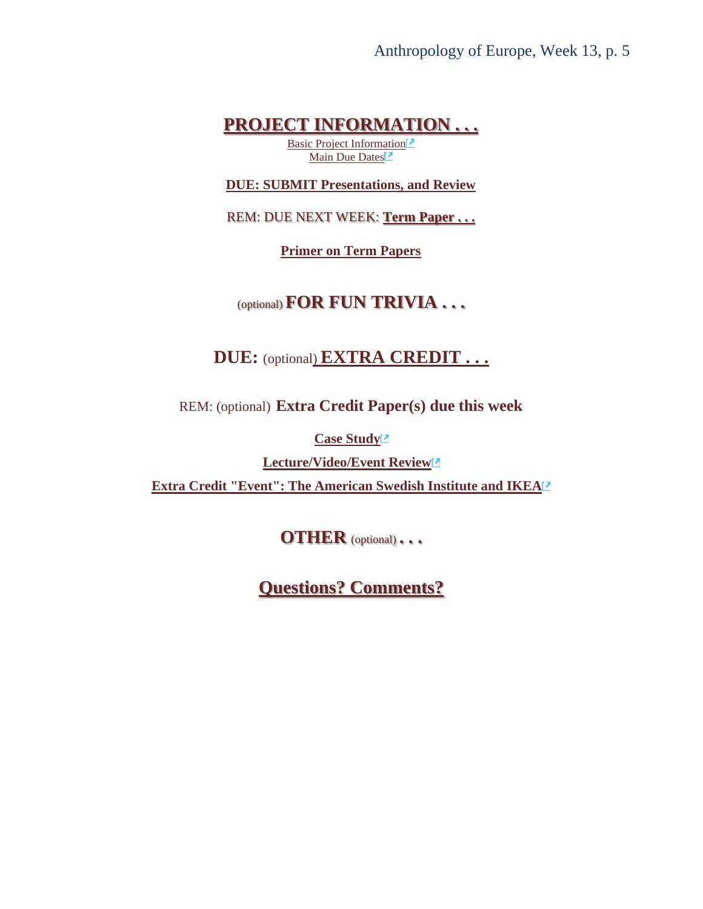## PROJECT INFORMATION . . .

Basic Project Information
Main Due Dates

**DUE: SUBMIT Presentations, and Review**

REM: DUE NEXT WEEK: **Term Paper . . .**

**Primer on Term Papers**

## (optional) FOR FUN TRIVIA . . .

## DUE: (optional) EXTRA CREDIT . . .

REM: (optional) **Extra Credit Paper(s) due this week**

**Case Study**

**Lecture/Video/Event Review**

**Extra Credit "Event": The American Swedish Institute and IKEA**

## OTHER (optional) . . .

## Questions? Comments?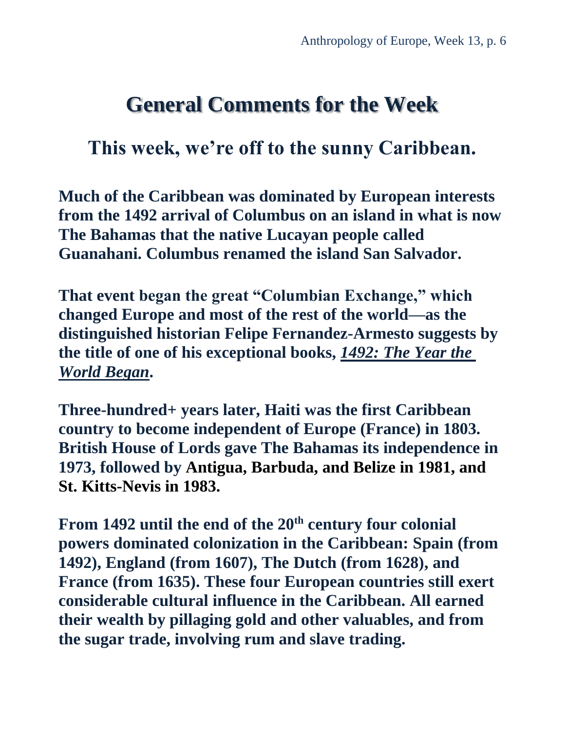# General Comments for the Week

## This week, we're off to the sunny Caribbean.

**Much of the Caribbean was dominated by European interests from the 1492 arrival of Columbus on an island in what is now The Bahamas that the native Lucayan people called Guanahani. Columbus renamed the island San Salvador.**

**That event began the great "Columbian Exchange," which changed Europe and most of the rest of the world—as the distinguished historian Felipe Fernandez-Armesto suggests by the title of one of his exceptional books, *1492: The Year the World Began*.**

**Three-hundred+ years later, Haiti was the first Caribbean country to become independent of Europe (France) in 1803. British House of Lords gave The Bahamas its independence in 1973, followed by Antigua, Barbuda, and Belize in 1981, and St. Kitts-Nevis in 1983.**

**From 1492 until the end of the 20th century four colonial powers dominated colonization in the Caribbean: Spain (from 1492), England (from 1607), The Dutch (from 1628), and France (from 1635). These four European countries still exert considerable cultural influence in the Caribbean. All earned their wealth by pillaging gold and other valuables, and from the sugar trade, involving rum and slave trading.**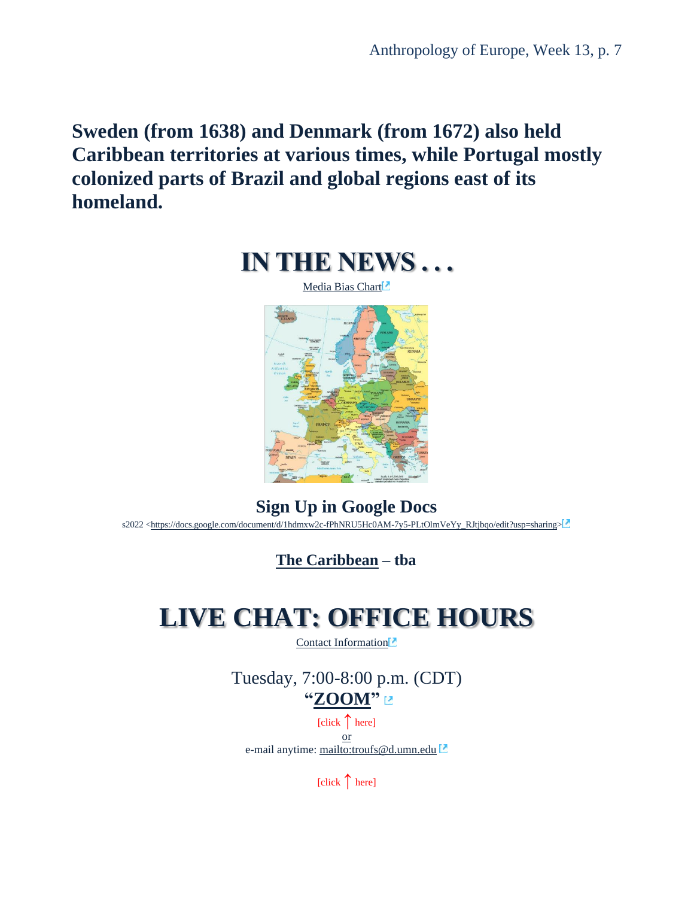**Sweden (from 1638) and Denmark (from 1672) also held Caribbean territories at various times, while Portugal mostly colonized parts of Brazil and global regions east of its homeland.**

# IN THE NEWS . . .

Media Bias Chart

## Sign Up in Google Docs

s2022 <https://docs.google.com/document/d/1hdmxw2c-fPhNRU5Hc0AM-7y5-PLtOlmVeYy_RJtjbqo/edit?usp=sharing>

**The Caribbean – tba**

# LIVE CHAT: OFFICE HOURS

Contact Information

Tuesday, 7:00-8:00 p.m. (CDT)

**"ZOOM"**

[click ↑ here]

or

e-mail anytime: mailto:troufs@d.umn.edu

[click ↑ here]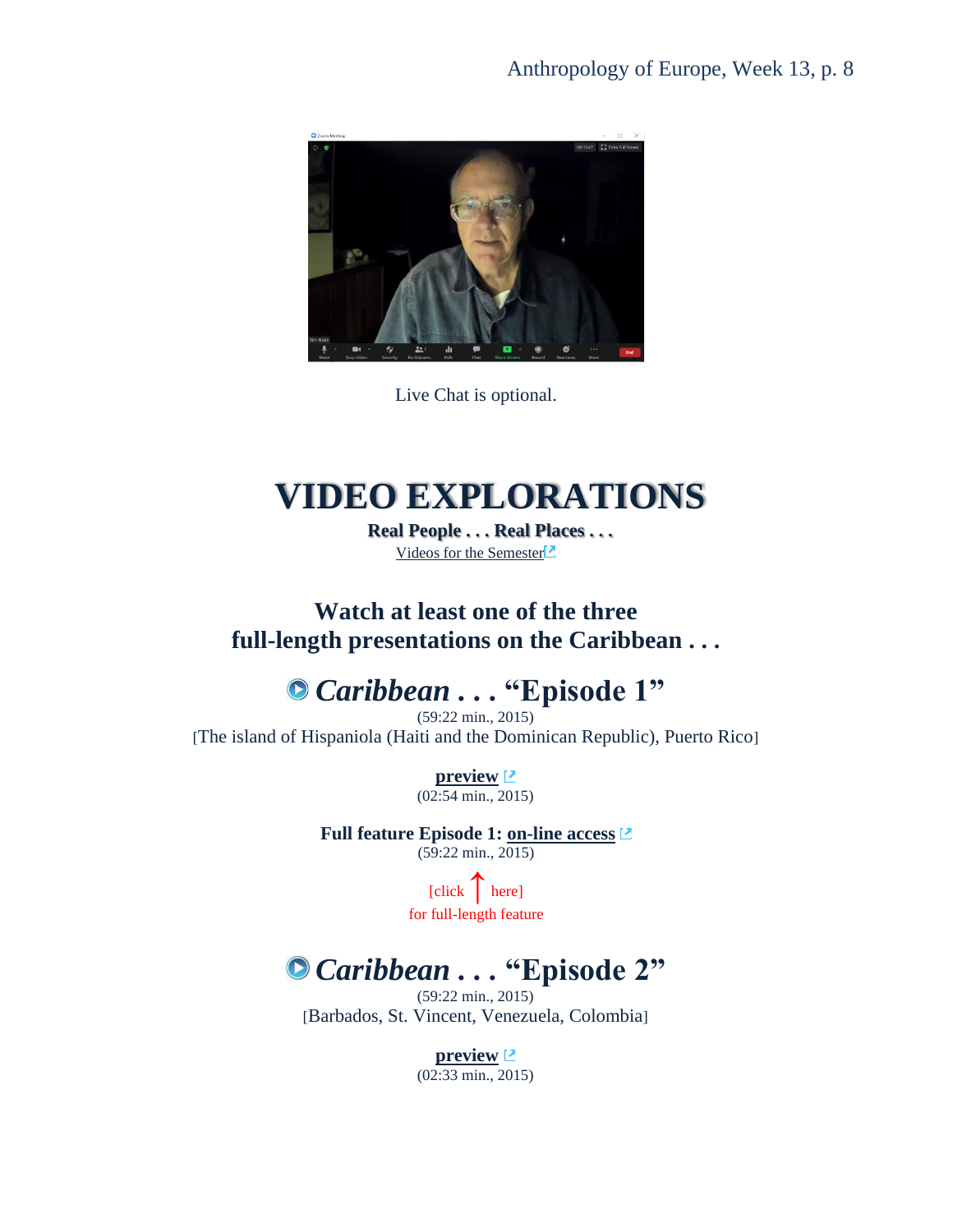Live Chat is optional.

# VIDEO EXPLORATIONS

**Real People . . . Real Places . . .**

Videos for the Semester

## Watch at least one of the three full-length presentations on the Caribbean . . .

## *Caribbean* . . . "Episode 1"

(59:22 min., 2015)

[The island of Hispaniola (Haiti and the Dominican Republic), Puerto Rico]

**preview**

(02:54 min., 2015)

**Full feature Episode 1: on-line access**

(59:22 min., 2015)

[click ↑ here]
for full-length feature

## *Caribbean* . . . "Episode 2"

(59:22 min., 2015)

[Barbados, St. Vincent, Venezuela, Colombia]

**preview**

(02:33 min., 2015)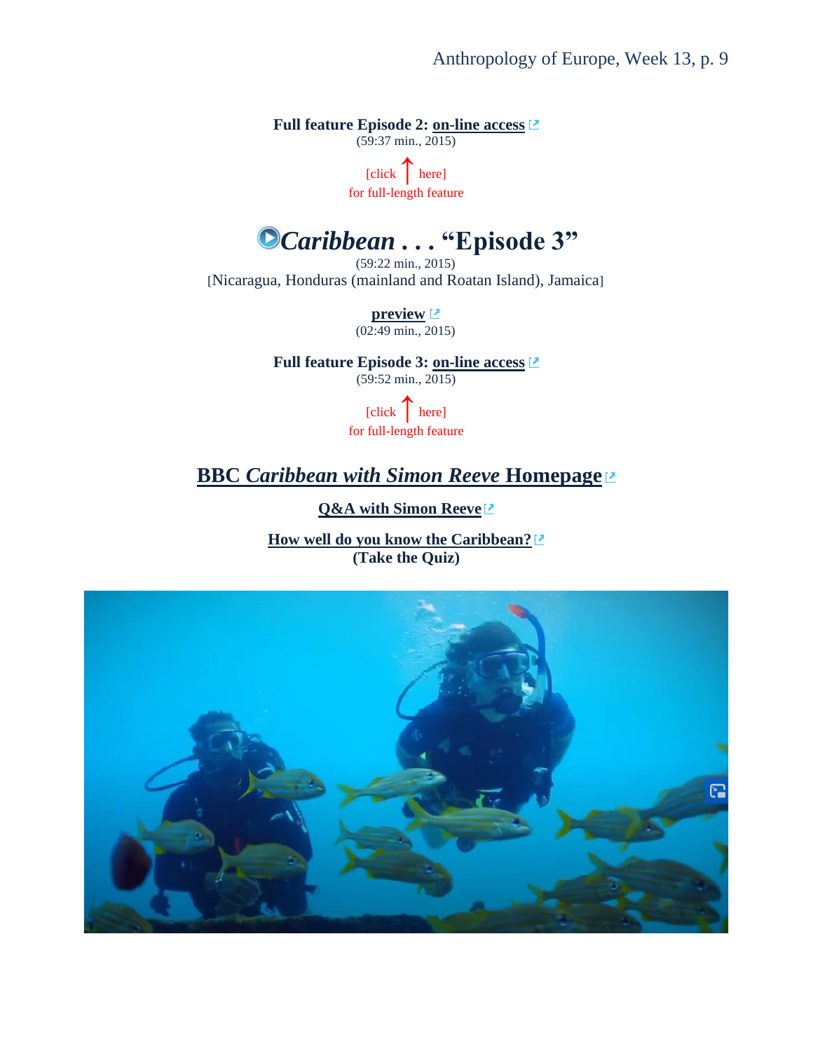**Full feature Episode 2: on-line access**
(59:37 min., 2015)

[click ↑ here]
for full-length feature

## *Caribbean* . . . "Episode 3"

(59:22 min., 2015)
[Nicaragua, Honduras (mainland and Roatan Island), Jamaica]

**preview**
(02:49 min., 2015)

**Full feature Episode 3: on-line access**
(59:52 min., 2015)

[click ↑ here]
for full-length feature

## BBC *Caribbean with Simon Reeve* Homepage

**Q&A with Simon Reeve**

**How well do you know the Caribbean?**
**(Take the Quiz)**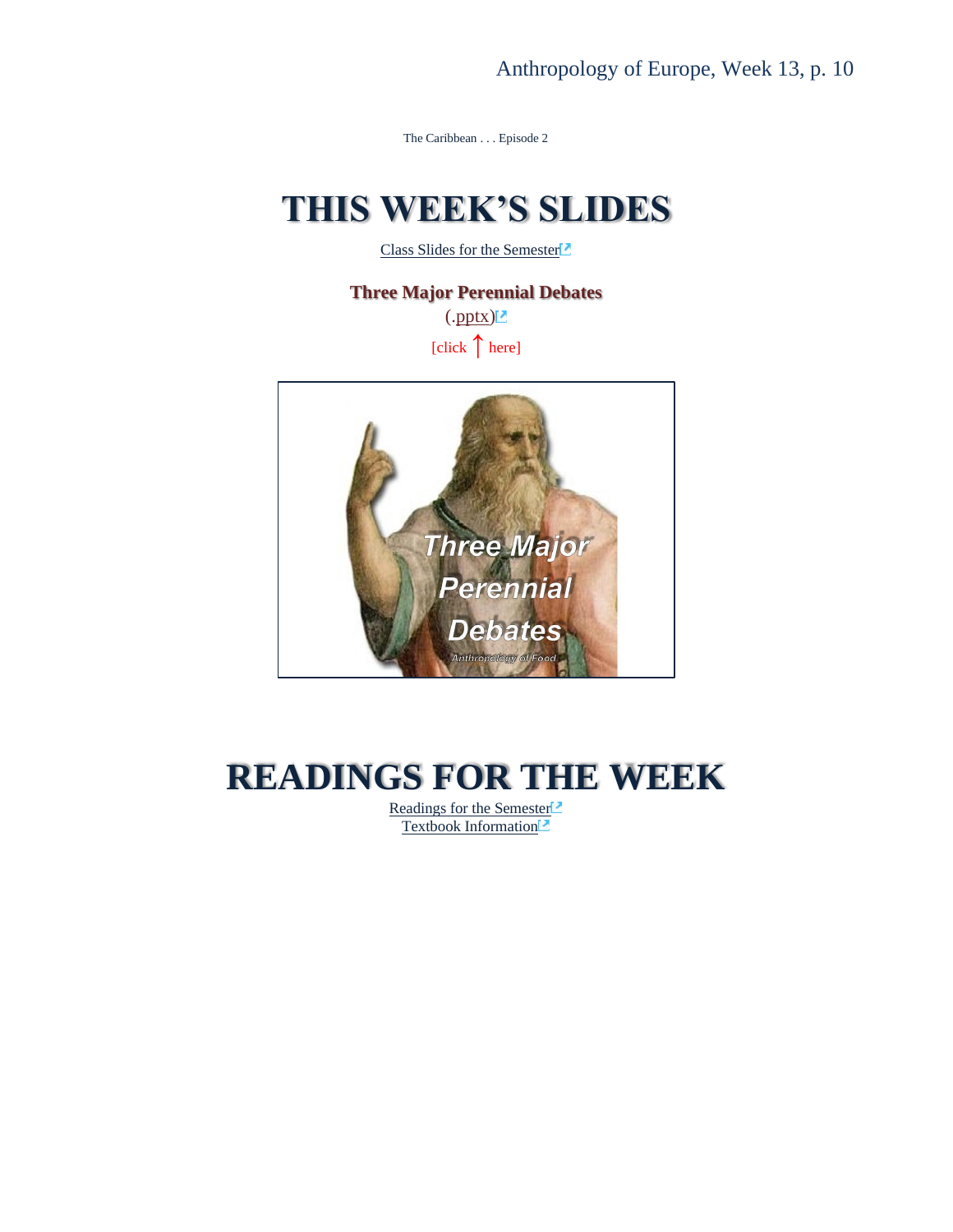The Caribbean . . . Episode 2

# THIS WEEK'S SLIDES

Class Slides for the Semester

**Three Major Perennial Debates**

(.pptx)

[click ↑ here]

# READINGS FOR THE WEEK

Readings for the Semester
Textbook Information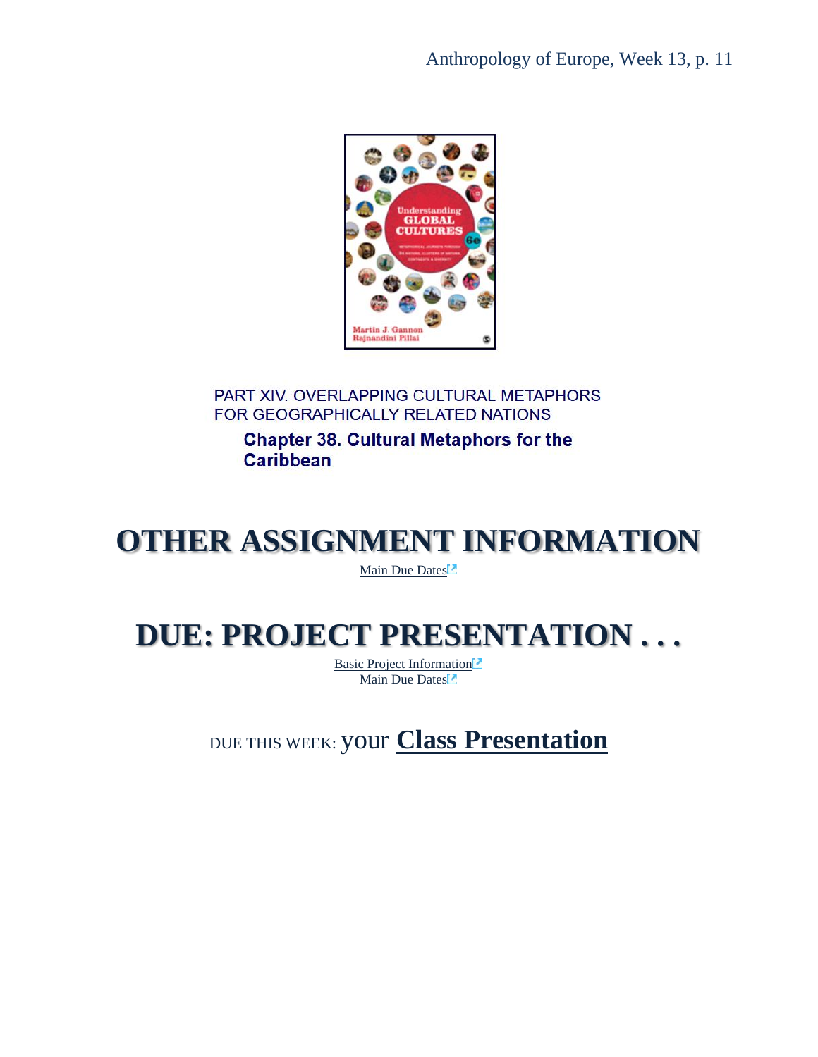PART XIV. OVERLAPPING CULTURAL METAPHORS FOR GEOGRAPHICALLY RELATED NATIONS

**Chapter 38. Cultural Metaphors for the Caribbean**

# OTHER ASSIGNMENT INFORMATION

Main Due Dates

# DUE: PROJECT PRESENTATION . . .

Basic Project Information
Main Due Dates

DUE THIS WEEK: your **Class Presentation**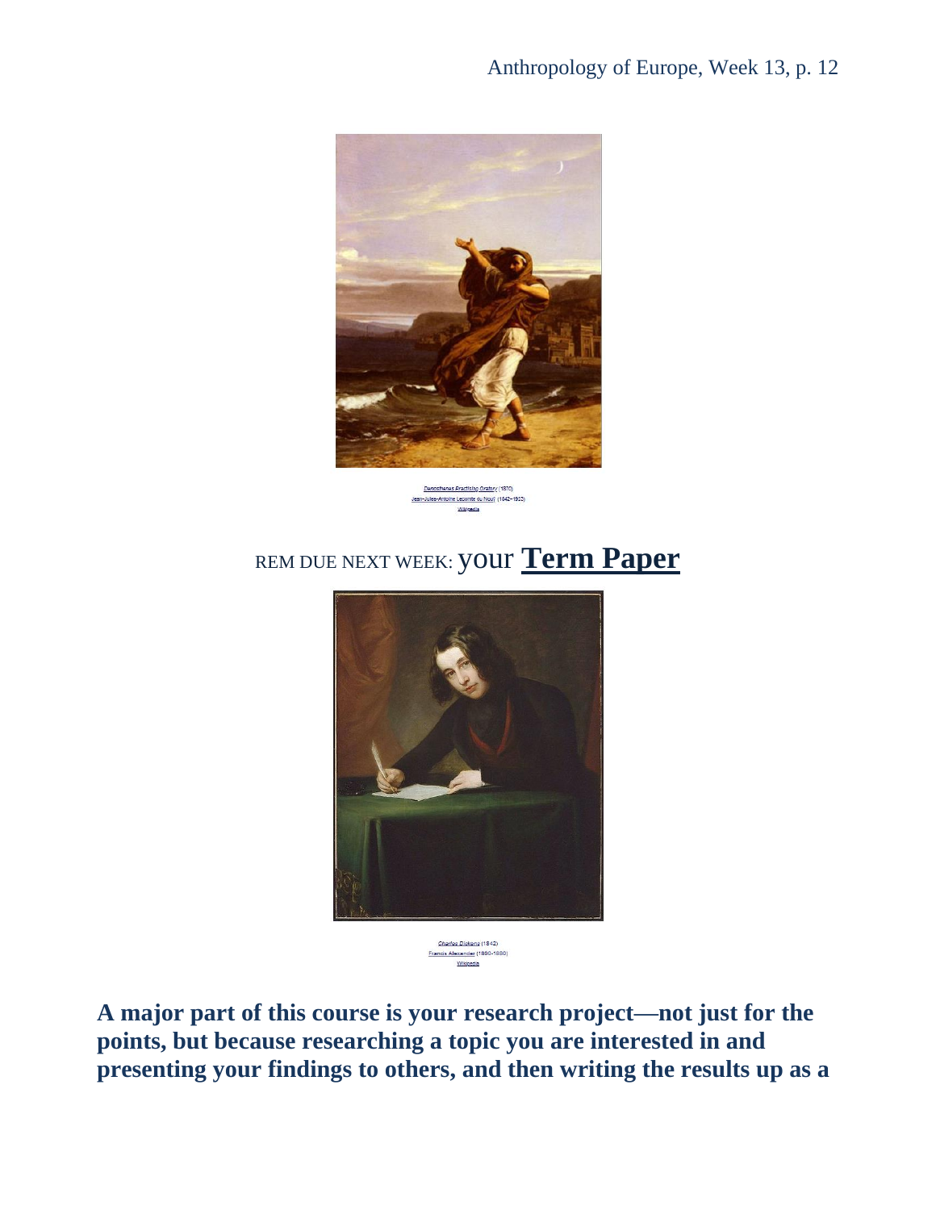*Demosthenes Practising Oratory* (1870)
Jean-Jules-Antoine Lecomte du Nouÿ (1842–1923)
Wikipedia

REM DUE NEXT WEEK: your **Term Paper**

*Charles Dickens* (1842)
Francis Alexander (1800-1880)
Wikipedia

**A major part of this course is your research project—not just for the points, but because researching a topic you are interested in and presenting your findings to others, and then writing the results up as a**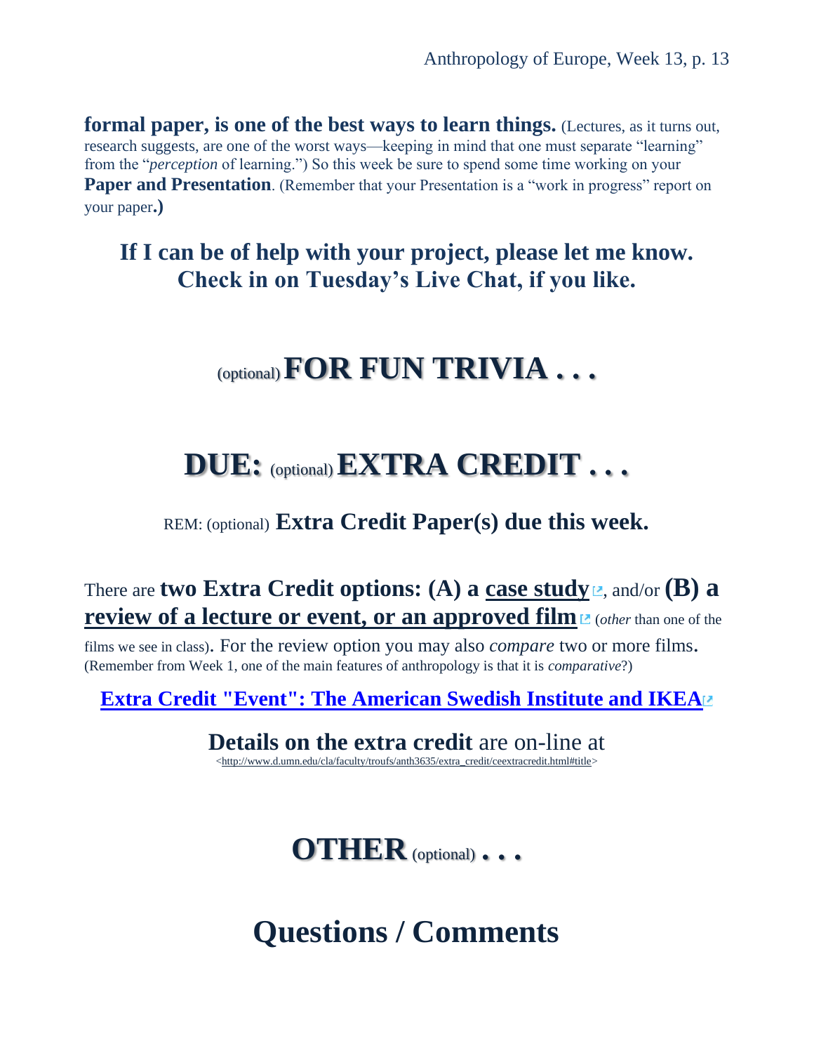**formal paper, is one of the best ways to learn things.** (Lectures, as it turns out, research suggests, are one of the worst ways—keeping in mind that one must separate "learning" from the "*perception* of learning.") So this week be sure to spend some time working on your **Paper and Presentation**. (Remember that your Presentation is a "work in progress" report on your paper**.)**

### If I can be of help with your project, please let me know. Check in on Tuesday's Live Chat, if you like.

## (optional) FOR FUN TRIVIA . . .

## DUE: (optional) EXTRA CREDIT . . .

REM: (optional) **Extra Credit Paper(s) due this week.**

There are **two Extra Credit options: (A) a case study**, and/or **(B) a review of a lecture or event, or an approved film** (*other* than one of the films we see in class). For the review option you may also *compare* two or more films. (Remember from Week 1, one of the main features of anthropology is that it is *comparative*?)

**Extra Credit "Event": The American Swedish Institute and IKEA**

**Details on the extra credit** are on-line at
<http://www.d.umn.edu/cla/faculty/troufs/anth3635/extra_credit/ceextracredit.html#title>

## OTHER (optional) . . .

# Questions / Comments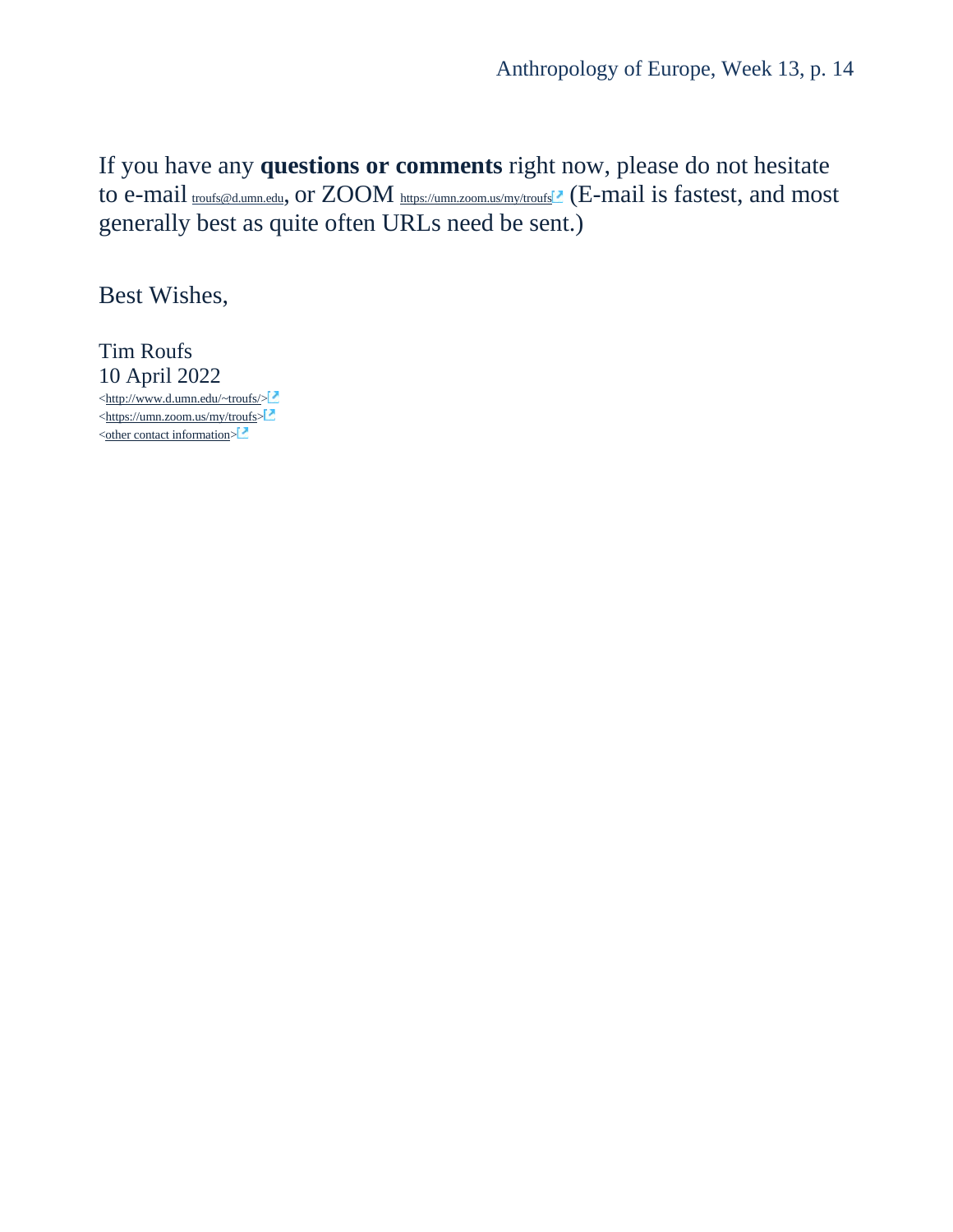If you have any **questions or comments** right now, please do not hesitate to e-mail troufs@d.umn.edu, or ZOOM https://umn.zoom.us/my/troufs (E-mail is fastest, and most generally best as quite often URLs need be sent.)

Best Wishes,

Tim Roufs  
10 April 2022  
<http://www.d.umn.edu/~troufs/>  
<https://umn.zoom.us/my/troufs>  
<other contact information>